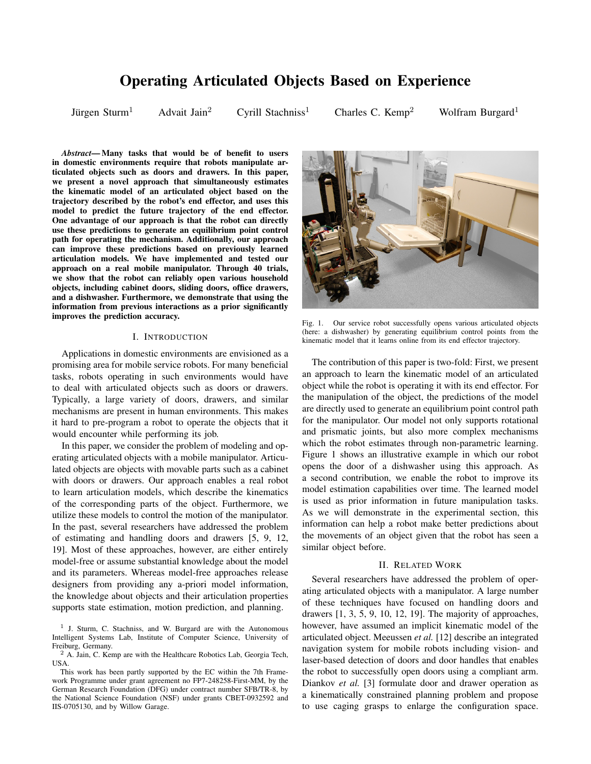# Operating Articulated Objects Based on Experience

Jürgen Sturm[1] Advait Jain[2] Cyrill Stachniss[1] Charles C. Kemp[2] Wolfram Burgard[1]

***Abstract*— Many tasks that would be of benefit to users in domestic environments require that robots manipulate articulated objects such as doors and drawers. In this paper, we present a novel approach that simultaneously estimates the kinematic model of an articulated object based on the trajectory described by the robot's end effector, and uses this model to predict the future trajectory of the end effector. One advantage of our approach is that the robot can directly use these predictions to generate an equilibrium point control path for operating the mechanism. Additionally, our approach can improve these predictions based on previously learned articulation models. We have implemented and tested our approach on a real mobile manipulator. Through 40 trials, we show that the robot can reliably open various household objects, including cabinet doors, sliding doors, office drawers, and a dishwasher. Furthermore, we demonstrate that using the information from previous interactions as a prior significantly improves the prediction accuracy.**

## I. Introduction

Applications in domestic environments are envisioned as a promising area for mobile service robots. For many beneficial tasks, robots operating in such environments would have to deal with articulated objects such as doors or drawers. Typically, a large variety of doors, drawers, and similar mechanisms are present in human environments. This makes it hard to pre-program a robot to operate the objects that it would encounter while performing its job.

In this paper, we consider the problem of modeling and operating articulated objects with a mobile manipulator. Articulated objects are objects with movable parts such as a cabinet with doors or drawers. Our approach enables a real robot to learn articulation models, which describe the kinematics of the corresponding parts of the object. Furthermore, we utilize these models to control the motion of the manipulator. In the past, several researchers have addressed the problem of estimating and handling doors and drawers [5, 9, 12, 19]. Most of these approaches, however, are either entirely model-free or assume substantial knowledge about the model and its parameters. Whereas model-free approaches release designers from providing any a-priori model information, the knowledge about objects and their articulation properties supports state estimation, motion prediction, and planning.

[1] J. Sturm, C. Stachniss, and W. Burgard are with the Autonomous Intelligent Systems Lab, Institute of Computer Science, University of Freiburg, Germany.

[2] A. Jain, C. Kemp are with the Healthcare Robotics Lab, Georgia Tech, USA.

This work has been partly supported by the EC within the 7th Framework Programme under grant agreement no FP7-248258-First-MM, by the German Research Foundation (DFG) under contract number SFB/TR-8, by the National Science Foundation (NSF) under grants CBET-0932592 and IIS-0705130, and by Willow Garage.

Fig. 1. Our service robot successfully opens various articulated objects (here: a dishwasher) by generating equilibrium control points from the kinematic model that it learns online from its end effector trajectory.

The contribution of this paper is two-fold: First, we present an approach to learn the kinematic model of an articulated object while the robot is operating it with its end effector. For the manipulation of the object, the predictions of the model are directly used to generate an equilibrium point control path for the manipulator. Our model not only supports rotational and prismatic joints, but also more complex mechanisms which the robot estimates through non-parametric learning. Figure 1 shows an illustrative example in which our robot opens the door of a dishwasher using this approach. As a second contribution, we enable the robot to improve its model estimation capabilities over time. The learned model is used as prior information in future manipulation tasks. As we will demonstrate in the experimental section, this information can help a robot make better predictions about the movements of an object given that the robot has seen a similar object before.

## II. Related Work

Several researchers have addressed the problem of operating articulated objects with a manipulator. A large number of these techniques have focused on handling doors and drawers [1, 3, 5, 9, 10, 12, 19]. The majority of approaches, however, have assumed an implicit kinematic model of the articulated object. Meeussen *et al.* [12] describe an integrated navigation system for mobile robots including vision- and laser-based detection of doors and door handles that enables the robot to successfully open doors using a compliant arm. Diankov *et al.* [3] formulate door and drawer operation as a kinematically constrained planning problem and propose to use caging grasps to enlarge the configuration space.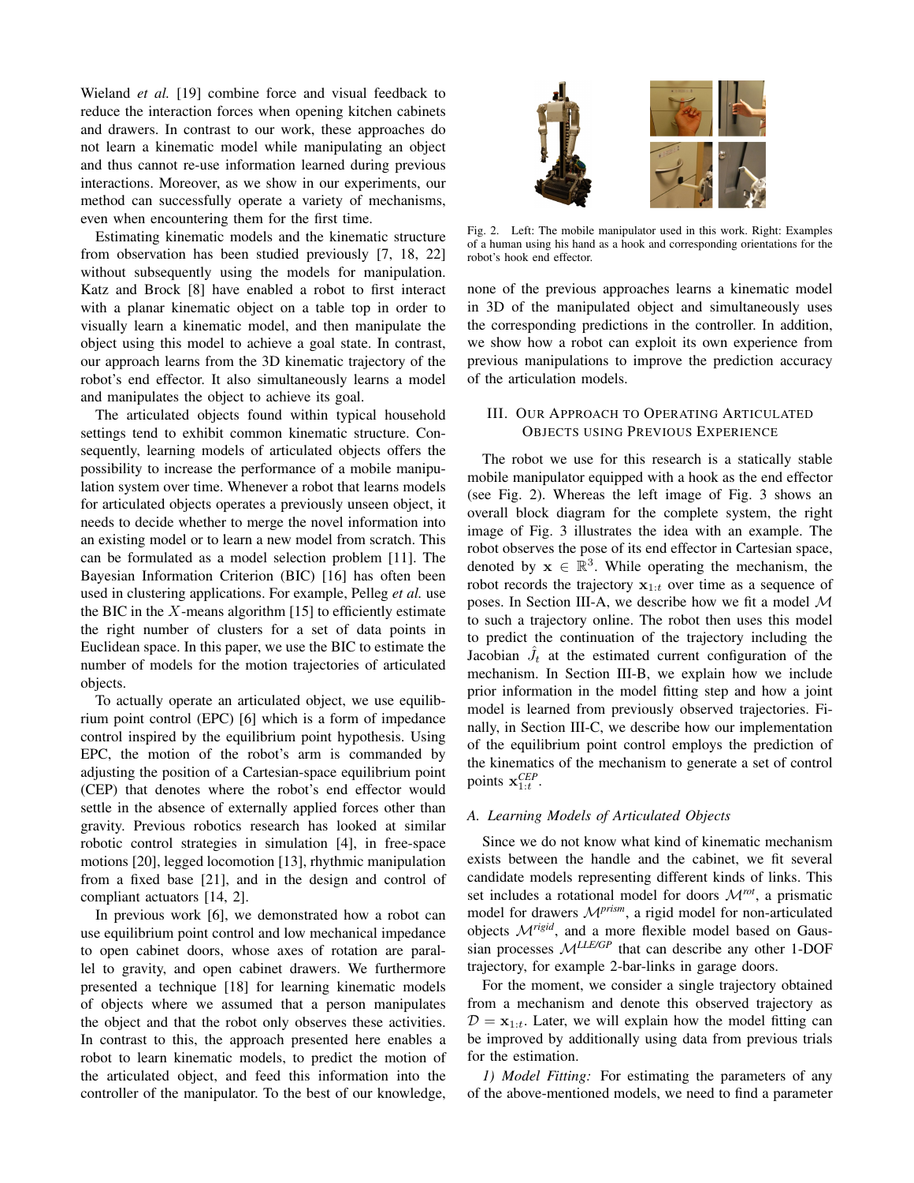Wieland *et al.* [19] combine force and visual feedback to reduce the interaction forces when opening kitchen cabinets and drawers. In contrast to our work, these approaches do not learn a kinematic model while manipulating an object and thus cannot re-use information learned during previous interactions. Moreover, as we show in our experiments, our method can successfully operate a variety of mechanisms, even when encountering them for the first time.

Estimating kinematic models and the kinematic structure from observation has been studied previously [7, 18, 22] without subsequently using the models for manipulation. Katz and Brock [8] have enabled a robot to first interact with a planar kinematic object on a table top in order to visually learn a kinematic model, and then manipulate the object using this model to achieve a goal state. In contrast, our approach learns from the 3D kinematic trajectory of the robot's end effector. It also simultaneously learns a model and manipulates the object to achieve its goal.

The articulated objects found within typical household settings tend to exhibit common kinematic structure. Consequently, learning models of articulated objects offers the possibility to increase the performance of a mobile manipulation system over time. Whenever a robot that learns models for articulated objects operates a previously unseen object, it needs to decide whether to merge the novel information into an existing model or to learn a new model from scratch. This can be formulated as a model selection problem [11]. The Bayesian Information Criterion (BIC) [16] has often been used in clustering applications. For example, Pelleg *et al.* use the BIC in the $X$-means algorithm [15] to efficiently estimate the right number of clusters for a set of data points in Euclidean space. In this paper, we use the BIC to estimate the number of models for the motion trajectories of articulated objects.

To actually operate an articulated object, we use equilibrium point control (EPC) [6] which is a form of impedance control inspired by the equilibrium point hypothesis. Using EPC, the motion of the robot's arm is commanded by adjusting the position of a Cartesian-space equilibrium point (CEP) that denotes where the robot's end effector would settle in the absence of externally applied forces other than gravity. Previous robotics research has looked at similar robotic control strategies in simulation [4], in free-space motions [20], legged locomotion [13], rhythmic manipulation from a fixed base [21], and in the design and control of compliant actuators [14, 2].

In previous work [6], we demonstrated how a robot can use equilibrium point control and low mechanical impedance to open cabinet doors, whose axes of rotation are parallel to gravity, and open cabinet drawers. We furthermore presented a technique [18] for learning kinematic models of objects where we assumed that a person manipulates the object and that the robot only observes these activities. In contrast to this, the approach presented here enables a robot to learn kinematic models, to predict the motion of the articulated object, and feed this information into the controller of the manipulator. To the best of our knowledge, none of the previous approaches learns a kinematic model in 3D of the manipulated object and simultaneously uses the corresponding predictions in the controller. In addition, we show how a robot can exploit its own experience from previous manipulations to improve the prediction accuracy of the articulation models.

Fig. 2. Left: The mobile manipulator used in this work. Right: Examples of a human using his hand as a hook and corresponding orientations for the robot's hook end effector.

## III. Our Approach to Operating Articulated Objects using Previous Experience

The robot we use for this research is a statically stable mobile manipulator equipped with a hook as the end effector (see Fig. 2). Whereas the left image of Fig. 3 shows an overall block diagram for the complete system, the right image of Fig. 3 illustrates the idea with an example. The robot observes the pose of its end effector in Cartesian space, denoted by $\mathbf{x} \in \mathbb{R}^3$. While operating the mechanism, the robot records the trajectory $\mathbf{x}_{1:t}$ over time as a sequence of poses. In Section III-A, we describe how we fit a model $\mathcal{M}$ to such a trajectory online. The robot then uses this model to predict the continuation of the trajectory including the Jacobian $\hat{J}_t$ at the estimated current configuration of the mechanism. In Section III-B, we explain how we include prior information in the model fitting step and how a joint model is learned from previously observed trajectories. Finally, in Section III-C, we describe how our implementation of the equilibrium point control employs the prediction of the kinematics of the mechanism to generate a set of control points $\mathbf{x}^{CEP}_{1:t}$.

### A. Learning Models of Articulated Objects

Since we do not know what kind of kinematic mechanism exists between the handle and the cabinet, we fit several candidate models representing different kinds of links. This set includes a rotational model for doors $\mathcal{M}^{rot}$, a prismatic model for drawers $\mathcal{M}^{prism}$, a rigid model for non-articulated objects $\mathcal{M}^{rigid}$, and a more flexible model based on Gaussian processes $\mathcal{M}^{LLE/GP}$ that can describe any other 1-DOF trajectory, for example 2-bar-links in garage doors.

For the moment, we consider a single trajectory obtained from a mechanism and denote this observed trajectory as $\mathcal{D} = \mathbf{x}_{1:t}$. Later, we will explain how the model fitting can be improved by additionally using data from previous trials for the estimation.

*1) Model Fitting:* For estimating the parameters of any of the above-mentioned models, we need to find a parameter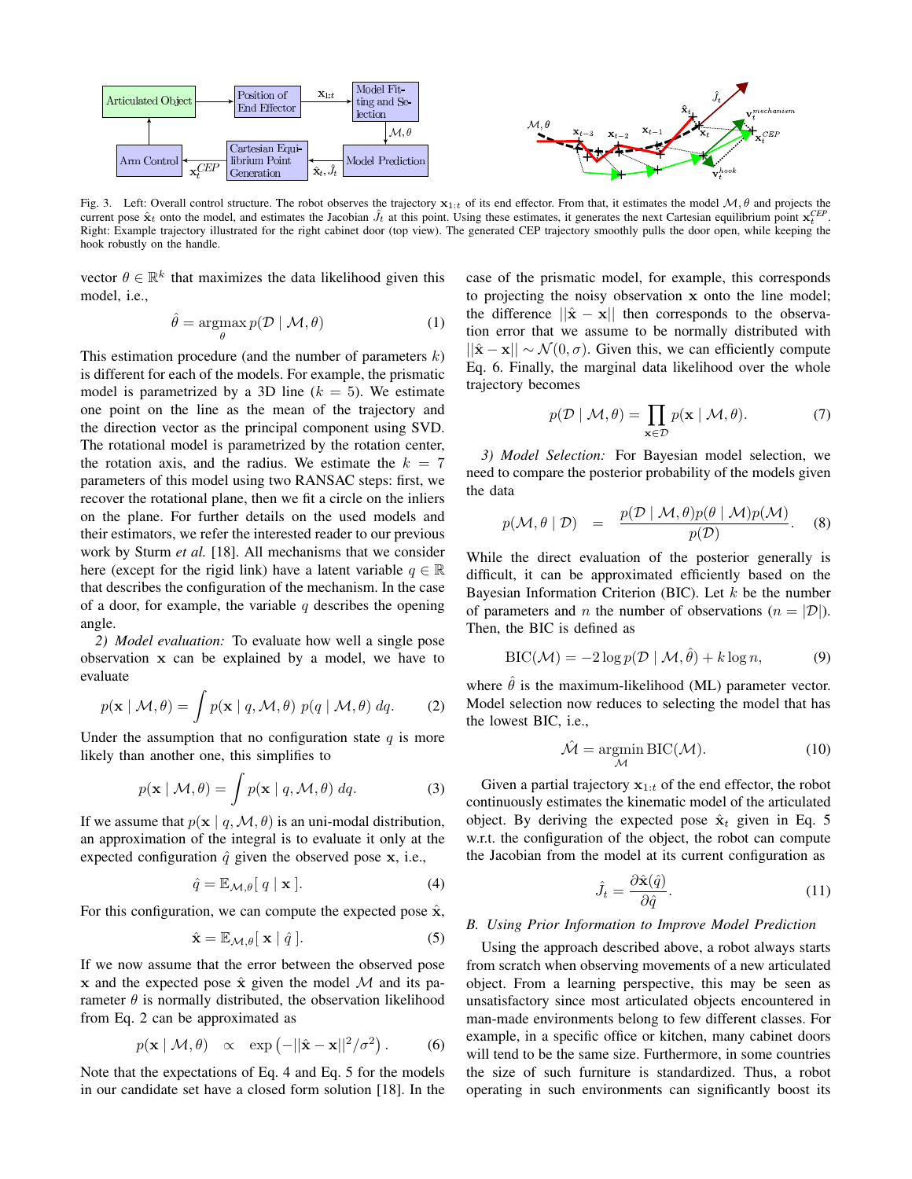Fig. 3. Left: Overall control structure. The robot observes the trajectory $\mathbf{x}_{1:t}$ of its end effector. From that, it estimates the model $\mathcal{M},\theta$ and projects the current pose $\hat{\mathbf{x}}_t$ onto the model, and estimates the Jacobian $\hat{J}_t$ at this point. Using these estimates, it generates the next Cartesian equilibrium point $\mathbf{x}_t^{CEP}$. Right: Example trajectory illustrated for the right cabinet door (top view). The generated CEP trajectory smoothly pulls the door open, while keeping the hook robustly on the handle.

vector $\theta \in \mathbb{R}^k$ that maximizes the data likelihood given this model, i.e.,

$$\hat{\theta} = \operatorname*{argmax}_{\theta} p(\mathcal{D} \mid \mathcal{M}, \theta) \tag{1}$$

This estimation procedure (and the number of parameters $k$) is different for each of the models. For example, the prismatic model is parametrized by a 3D line ($k = 5$). We estimate one point on the line as the mean of the trajectory and the direction vector as the principal component using SVD. The rotational model is parametrized by the rotation center, the rotation axis, and the radius. We estimate the $k = 7$ parameters of this model using two RANSAC steps: first, we recover the rotational plane, then we fit a circle on the inliers on the plane. For further details on the used models and their estimators, we refer the interested reader to our previous work by Sturm *et al.* [18]. All mechanisms that we consider here (except for the rigid link) have a latent variable $q \in \mathbb{R}$ that describes the configuration of the mechanism. In the case of a door, for example, the variable $q$ describes the opening angle.

*2) Model evaluation:* To evaluate how well a single pose observation $\mathbf{x}$ can be explained by a model, we have to evaluate

$$p(\mathbf{x} \mid \mathcal{M}, \theta) = \int p(\mathbf{x} \mid q, \mathcal{M}, \theta)\ p(q \mid \mathcal{M}, \theta)\ dq. \tag{2}$$

Under the assumption that no configuration state $q$ is more likely than another one, this simplifies to

$$p(\mathbf{x} \mid \mathcal{M}, \theta) = \int p(\mathbf{x} \mid q, \mathcal{M}, \theta)\ dq. \tag{3}$$

If we assume that $p(\mathbf{x} \mid q, \mathcal{M}, \theta)$ is an uni-modal distribution, an approximation of the integral is to evaluate it only at the expected configuration $\hat{q}$ given the observed pose $\mathbf{x}$, i.e.,

$$\hat{q} = \mathbb{E}_{\mathcal{M},\theta}[\ q \mid \mathbf{x}\ ]. \tag{4}$$

For this configuration, we can compute the expected pose $\hat{\mathbf{x}}$,

$$\hat{\mathbf{x}} = \mathbb{E}_{\mathcal{M},\theta}[\ \mathbf{x} \mid \hat{q}\ ]. \tag{5}$$

If we now assume that the error between the observed pose $\mathbf{x}$ and the expected pose $\hat{\mathbf{x}}$ given the model $\mathcal{M}$ and its parameter $\theta$ is normally distributed, the observation likelihood from Eq. 2 can be approximated as

$$p(\mathbf{x} \mid \mathcal{M}, \theta) \quad \propto \quad \exp\left(-||\hat{\mathbf{x}} - \mathbf{x}||^2/\sigma^2\right). \tag{6}$$

Note that the expectations of Eq. 4 and Eq. 5 for the models in our candidate set have a closed form solution [18]. In the case of the prismatic model, for example, this corresponds to projecting the noisy observation $\mathbf{x}$ onto the line model; the difference $||\hat{\mathbf{x}} - \mathbf{x}||$ then corresponds to the observation error that we assume to be normally distributed with $||\hat{\mathbf{x}} - \mathbf{x}|| \sim \mathcal{N}(0, \sigma)$. Given this, we can efficiently compute Eq. 6. Finally, the marginal data likelihood over the whole trajectory becomes

$$p(\mathcal{D} \mid \mathcal{M}, \theta) = \prod_{\mathbf{x} \in \mathcal{D}} p(\mathbf{x} \mid \mathcal{M}, \theta). \tag{7}$$

*3) Model Selection:* For Bayesian model selection, we need to compare the posterior probability of the models given the data

$$p(\mathcal{M}, \theta \mid \mathcal{D}) \quad = \quad \frac{p(\mathcal{D} \mid \mathcal{M}, \theta) p(\theta \mid \mathcal{M}) p(\mathcal{M})}{p(\mathcal{D})}. \tag{8}$$

While the direct evaluation of the posterior generally is difficult, it can be approximated efficiently based on the Bayesian Information Criterion (BIC). Let $k$ be the number of parameters and $n$ the number of observations ($n = |\mathcal{D}|$). Then, the BIC is defined as

$$\text{BIC}(\mathcal{M}) = -2 \log p(\mathcal{D} \mid \mathcal{M}, \hat{\theta}) + k \log n, \tag{9}$$

where $\hat{\theta}$ is the maximum-likelihood (ML) parameter vector. Model selection now reduces to selecting the model that has the lowest BIC, i.e.,

$$\hat{\mathcal{M}} = \operatorname*{argmin}_{\mathcal{M}} \text{BIC}(\mathcal{M}). \tag{10}$$

Given a partial trajectory $\mathbf{x}_{1:t}$ of the end effector, the robot continuously estimates the kinematic model of the articulated object. By deriving the expected pose $\hat{\mathbf{x}}_t$ given in Eq. 5 w.r.t. the configuration of the object, the robot can compute the Jacobian from the model at its current configuration as

$$\hat{J}_t = \frac{\partial \hat{\mathbf{x}}(\hat{q})}{\partial \hat{q}}. \tag{11}$$

### B. Using Prior Information to Improve Model Prediction

Using the approach described above, a robot always starts from scratch when observing movements of a new articulated object. From a learning perspective, this may be seen as unsatisfactory since most articulated objects encountered in man-made environments belong to few different classes. For example, in a specific office or kitchen, many cabinet doors will tend to be the same size. Furthermore, in some countries the size of such furniture is standardized. Thus, a robot operating in such environments can significantly boost its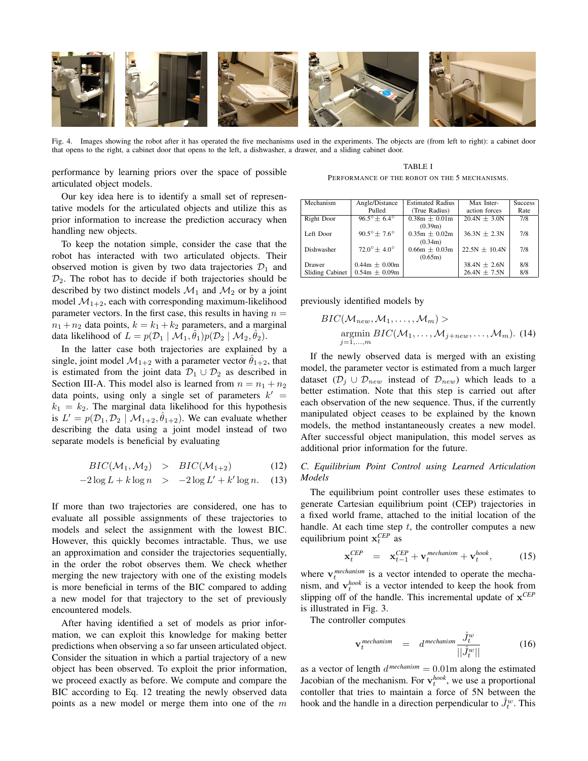Fig. 4. Images showing the robot after it has operated the five mechanisms used in the experiments. The objects are (from left to right): a cabinet door that opens to the right, a cabinet door that opens to the left, a dishwasher, a drawer, and a sliding cabinet door.

performance by learning priors over the space of possible articulated object models.

Our key idea here is to identify a small set of representative models for the articulated objects and utilize this as prior information to increase the prediction accuracy when handling new objects.

To keep the notation simple, consider the case that the robot has interacted with two articulated objects. Their observed motion is given by two data trajectories $\mathcal{D}_1$ and $\mathcal{D}_2$. The robot has to decide if both trajectories should be described by two distinct models $\mathcal{M}_1$ and $\mathcal{M}_2$ or by a joint model $\mathcal{M}_{1+2}$, each with corresponding maximum-likelihood parameter vectors. In the first case, this results in having $n = n_1 + n_2$ data points, $k = k_1 + k_2$ parameters, and a marginal data likelihood of $L = p(\mathcal{D}_1 \mid \mathcal{M}_1, \hat{\theta}_1) p(\mathcal{D}_2 \mid \mathcal{M}_2, \hat{\theta}_2)$.

In the latter case both trajectories are explained by a single, joint model $\mathcal{M}_{1+2}$ with a parameter vector $\hat{\theta}_{1+2}$, that is estimated from the joint data $\mathcal{D}_1 \cup \mathcal{D}_2$ as described in Section III-A. This model also is learned from $n = n_1 + n_2$ data points, using only a single set of parameters $k' = k_1 = k_2$. The marginal data likelihood for this hypothesis is $L' = p(\mathcal{D}_1, \mathcal{D}_2 \mid \mathcal{M}_{1+2}, \hat{\theta}_{1+2})$. We can evaluate whether describing the data using a joint model instead of two separate models is beneficial by evaluating

$$BIC(\mathcal{M}_1, \mathcal{M}_2) \quad > \quad BIC(\mathcal{M}_{1+2}) \tag{12}$$

$$-2 \log L + k \log n \quad > \quad -2 \log L' + k' \log n. \tag{13}$$

If more than two trajectories are considered, one has to evaluate all possible assignments of these trajectories to models and select the assignment with the lowest BIC. However, this quickly becomes intractable. Thus, we use an approximation and consider the trajectories sequentially, in the order the robot observes them. We check whether merging the new trajectory with one of the existing models is more beneficial in terms of the BIC compared to adding a new model for that trajectory to the set of previously encountered models.

After having identified a set of models as prior information, we can exploit this knowledge for making better predictions when observing a so far unseen articulated object. Consider the situation in which a partial trajectory of a new object has been observed. To exploit the prior information, we proceed exactly as before. We compute and compare the BIC according to Eq. 12 treating the newly observed data points as a new model or merge them into one of the $m$ previously identified models by

$$BIC(\mathcal{M}_{new}, \mathcal{M}_1, \ldots, \mathcal{M}_m) > \underset{j=1,\ldots,m}{\operatorname{argmin}} BIC(\mathcal{M}_1, \ldots, \mathcal{M}_{j+new}, \ldots, \mathcal{M}_m). \tag{14}$$

If the newly observed data is merged with an existing model, the parameter vector is estimated from a much larger dataset ($\mathcal{D}_j \cup \mathcal{D}_{new}$ instead of $\mathcal{D}_{new}$) which leads to a better estimation. Note that this step is carried out after each observation of the new sequence. Thus, if the currently manipulated object ceases to be explained by the known models, the method instantaneously creates a new model. After successful object manipulation, this model serves as additional prior information for the future.

TABLE I
PERFORMANCE OF THE ROBOT ON THE 5 MECHANISMS.

| Mechanism | Angle/Distance Pulled | Estimated Radius (True Radius) | Max Interaction forces | Success Rate |
|---|---|---|---|---|
| Right Door | 96.5° ± 6.4° | 0.38m ± 0.01m (0.39m) | 20.4N ± 3.0N | 7/8 |
| Left Door | 90.5° ± 7.6° | 0.35m ± 0.02m (0.34m) | 36.3N ± 2.3N | 7/8 |
| Dishwasher | 72.0° ± 4.0° | 0.66m ± 0.03m (0.65m) | 22.5N ± 10.4N | 7/8 |
| Drawer | 0.44m ± 0.00m | | 38.4N ± 2.6N | 8/8 |
| Sliding Cabinet | 0.54m ± 0.09m | | 26.4N ± 7.5N | 8/8 |

### C. Equilibrium Point Control using Learned Articulation Models

The equilibrium point controller uses these estimates to generate Cartesian equilibrium point (CEP) trajectories in a fixed world frame, attached to the initial location of the handle. At each time step $t$, the controller computes a new equilibrium point $\mathbf{x}_t^{CEP}$ as

$$\mathbf{x}_t^{CEP} \quad = \quad \mathbf{x}_{t-1}^{CEP} + \mathbf{v}_t^{mechanism} + \mathbf{v}_t^{hook}, \tag{15}$$

where $\mathbf{v}_t^{mechanism}$ is a vector intended to operate the mechanism, and $\mathbf{v}_t^{hook}$ is a vector intended to keep the hook from slipping off of the handle. This incremental update of $\mathbf{x}^{CEP}$ is illustrated in Fig. 3.

The controller computes

$$\mathbf{v}_t^{mechanism} \quad = \quad d^{mechanism} \frac{\hat{J}_t^w}{||\hat{J}_t^w||} \tag{16}$$

as a vector of length $d^{mechanism} = 0.01$m along the estimated Jacobian of the mechanism. For $\mathbf{v}_t^{hook}$, we use a proportional contoller that tries to maintain a force of 5N between the hook and the handle in a direction perpendicular to $\hat{J}_t^w$. This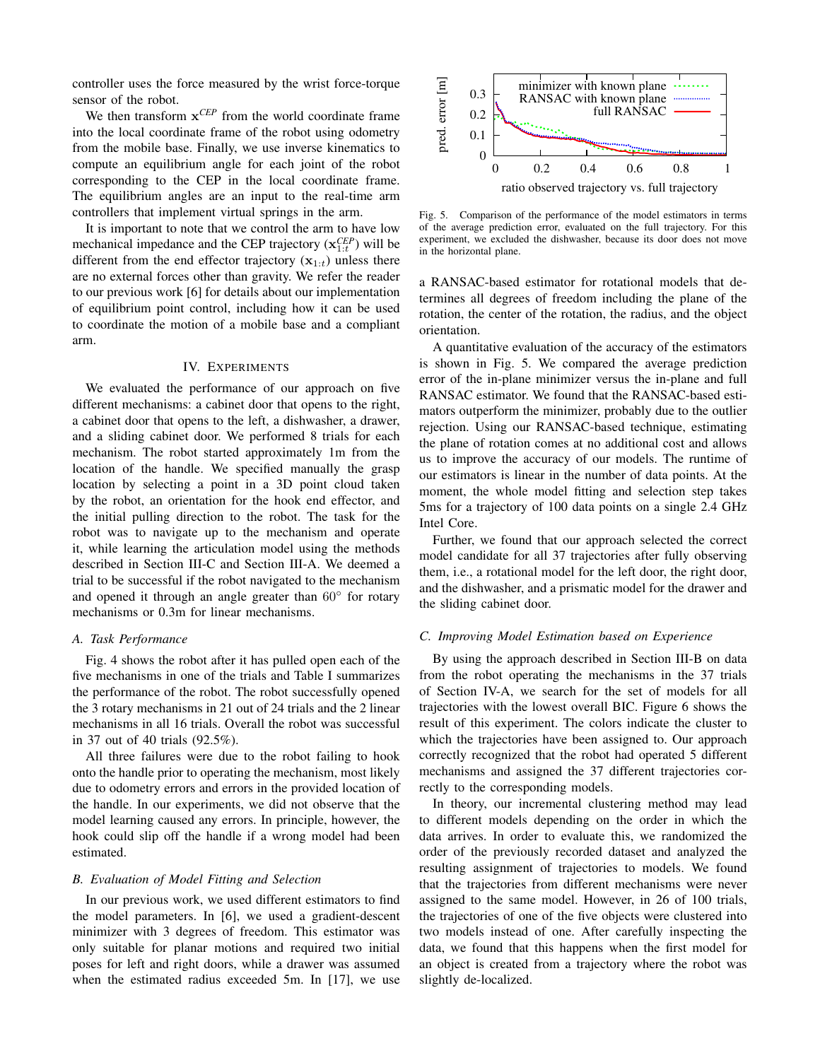controller uses the force measured by the wrist force-torque sensor of the robot.

We then transform $\mathbf{x}^{CEP}$ from the world coordinate frame into the local coordinate frame of the robot using odometry from the mobile base. Finally, we use inverse kinematics to compute an equilibrium angle for each joint of the robot corresponding to the CEP in the local coordinate frame. The equilibrium angles are an input to the real-time arm controllers that implement virtual springs in the arm.

It is important to note that we control the arm to have low mechanical impedance and the CEP trajectory ($\mathbf{x}^{CEP}_{1:t}$) will be different from the end effector trajectory ($\mathbf{x}_{1:t}$) unless there are no external forces other than gravity. We refer the reader to our previous work [6] for details about our implementation of equilibrium point control, including how it can be used to coordinate the motion of a mobile base and a compliant arm.

## IV. Experiments

We evaluated the performance of our approach on five different mechanisms: a cabinet door that opens to the right, a cabinet door that opens to the left, a dishwasher, a drawer, and a sliding cabinet door. We performed 8 trials for each mechanism. The robot started approximately 1m from the location of the handle. We specified manually the grasp location by selecting a point in a 3D point cloud taken by the robot, an orientation for the hook end effector, and the initial pulling direction to the robot. The task for the robot was to navigate up to the mechanism and operate it, while learning the articulation model using the methods described in Section III-C and Section III-A. We deemed a trial to be successful if the robot navigated to the mechanism and opened it through an angle greater than $60^\circ$ for rotary mechanisms or 0.3m for linear mechanisms.

### A. Task Performance

Fig. 4 shows the robot after it has pulled open each of the five mechanisms in one of the trials and Table I summarizes the performance of the robot. The robot successfully opened the 3 rotary mechanisms in 21 out of 24 trials and the 2 linear mechanisms in all 16 trials. Overall the robot was successful in 37 out of 40 trials (92.5%).

All three failures were due to the robot failing to hook onto the handle prior to operating the mechanism, most likely due to odometry errors and errors in the provided location of the handle. In our experiments, we did not observe that the model learning caused any errors. In principle, however, the hook could slip off the handle if a wrong model had been estimated.

### B. Evaluation of Model Fitting and Selection

In our previous work, we used different estimators to find the model parameters. In [6], we used a gradient-descent minimizer with 3 degrees of freedom. This estimator was only suitable for planar motions and required two initial poses for left and right doors, while a drawer was assumed when the estimated radius exceeded 5m. In [17], we use a RANSAC-based estimator for rotational models that determines all degrees of freedom including the plane of the rotation, the center of the rotation, the radius, and the object orientation.

Fig. 5. Comparison of the performance of the model estimators in terms of the average prediction error, evaluated on the full trajectory. For this experiment, we excluded the dishwasher, because its door does not move in the horizontal plane.

A quantitative evaluation of the accuracy of the estimators is shown in Fig. 5. We compared the average prediction error of the in-plane minimizer versus the in-plane and full RANSAC estimator. We found that the RANSAC-based estimators outperform the minimizer, probably due to the outlier rejection. Using our RANSAC-based technique, estimating the plane of rotation comes at no additional cost and allows us to improve the accuracy of our models. The runtime of our estimators is linear in the number of data points. At the moment, the whole model fitting and selection step takes 5ms for a trajectory of 100 data points on a single 2.4 GHz Intel Core.

Further, we found that our approach selected the correct model candidate for all 37 trajectories after fully observing them, i.e., a rotational model for the left door, the right door, and the dishwasher, and a prismatic model for the drawer and the sliding cabinet door.

### C. Improving Model Estimation based on Experience

By using the approach described in Section III-B on data from the robot operating the mechanisms in the 37 trials of Section IV-A, we search for the set of models for all trajectories with the lowest overall BIC. Figure 6 shows the result of this experiment. The colors indicate the cluster to which the trajectories have been assigned to. Our approach correctly recognized that the robot had operated 5 different mechanisms and assigned the 37 different trajectories correctly to the corresponding models.

In theory, our incremental clustering method may lead to different models depending on the order in which the data arrives. In order to evaluate this, we randomized the order of the previously recorded dataset and analyzed the resulting assignment of trajectories to models. We found that the trajectories from different mechanisms were never assigned to the same model. However, in 26 of 100 trials, the trajectories of one of the five objects were clustered into two models instead of one. After carefully inspecting the data, we found that this happens when the first model for an object is created from a trajectory where the robot was slightly de-localized.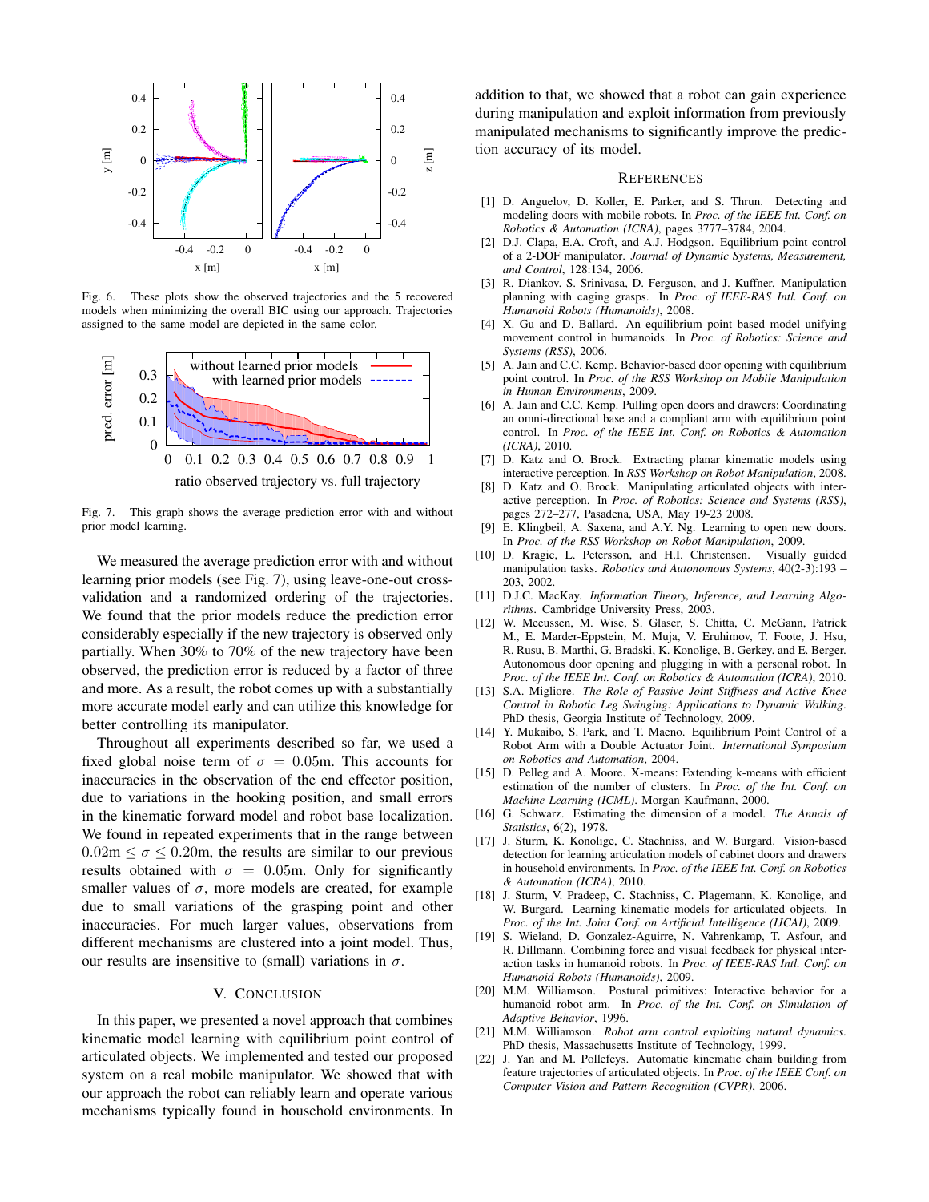0.4
0.2
0
-0.2
-0.4
y [m]
-0.4 -0.2 0
x [m]

0.4
0.2
0
-0.2
-0.4
z [m]
-0.4 -0.2 0
x [m]

Fig. 6. These plots show the observed trajectories and the 5 recovered models when minimizing the overall BIC using our approach. Trajectories assigned to the same model are depicted in the same color.

pred. error [m]
0.3
0.2
0.1
0
without learned prior models
with learned prior models
0 0.1 0.2 0.3 0.4 0.5 0.6 0.7 0.8 0.9 1
ratio observed trajectory vs. full trajectory

Fig. 7. This graph shows the average prediction error with and without prior model learning.

We measured the average prediction error with and without learning prior models (see Fig. 7), using leave-one-out cross-validation and a randomized ordering of the trajectories. We found that the prior models reduce the prediction error considerably especially if the new trajectory is observed only partially. When 30% to 70% of the new trajectory have been observed, the prediction error is reduced by a factor of three and more. As a result, the robot comes up with a substantially more accurate model early and can utilize this knowledge for better controlling its manipulator.

Throughout all experiments described so far, we used a fixed global noise term of $\sigma = 0.05$m. This accounts for inaccuracies in the observation of the end effector position, due to variations in the hooking position, and small errors in the kinematic forward model and robot base localization. We found in repeated experiments that in the range between $0.02\text{m} \leq \sigma \leq 0.20\text{m}$, the results are similar to our previous results obtained with $\sigma = 0.05$m. Only for significantly smaller values of $\sigma$, more models are created, for example due to small variations of the grasping point and other inaccuracies. For much larger values, observations from different mechanisms are clustered into a joint model. Thus, our results are insensitive to (small) variations in $\sigma$.

## V. Conclusion

In this paper, we presented a novel approach that combines kinematic model learning with equilibrium point control of articulated objects. We implemented and tested our proposed system on a real mobile manipulator. We showed that with our approach the robot can reliably learn and operate various mechanisms typically found in household environments. In addition to that, we showed that a robot can gain experience during manipulation and exploit information from previously manipulated mechanisms to significantly improve the prediction accuracy of its model.

## References

[1] D. Anguelov, D. Koller, E. Parker, and S. Thrun. Detecting and modeling doors with mobile robots. In *Proc. of the IEEE Int. Conf. on Robotics & Automation (ICRA)*, pages 3777–3784, 2004.

[2] D.J. Clapa, E.A. Croft, and A.J. Hodgson. Equilibrium point control of a 2-DOF manipulator. *Journal of Dynamic Systems, Measurement, and Control*, 128:134, 2006.

[3] R. Diankov, S. Srinivasa, D. Ferguson, and J. Kuffner. Manipulation planning with caging grasps. In *Proc. of IEEE-RAS Intl. Conf. on Humanoid Robots (Humanoids)*, 2008.

[4] X. Gu and D. Ballard. An equilibrium point based model unifying movement control in humanoids. In *Proc. of Robotics: Science and Systems (RSS)*, 2006.

[5] A. Jain and C.C. Kemp. Behavior-based door opening with equilibrium point control. In *Proc. of the RSS Workshop on Mobile Manipulation in Human Environments*, 2009.

[6] A. Jain and C.C. Kemp. Pulling open doors and drawers: Coordinating an omni-directional base and a compliant arm with equilibrium point control. In *Proc. of the IEEE Int. Conf. on Robotics & Automation (ICRA)*, 2010.

[7] D. Katz and O. Brock. Extracting planar kinematic models using interactive perception. In *RSS Workshop on Robot Manipulation*, 2008.

[8] D. Katz and O. Brock. Manipulating articulated objects with interactive perception. In *Proc. of Robotics: Science and Systems (RSS)*, pages 272–277, Pasadena, USA, May 19-23 2008.

[9] E. Klingbeil, A. Saxena, and A.Y. Ng. Learning to open new doors. In *Proc. of the RSS Workshop on Robot Manipulation*, 2009.

[10] D. Kragic, L. Petersson, and H.I. Christensen. Visually guided manipulation tasks. *Robotics and Autonomous Systems*, 40(2-3):193 – 203, 2002.

[11] D.J.C. MacKay. *Information Theory, Inference, and Learning Algorithms*. Cambridge University Press, 2003.

[12] W. Meeussen, M. Wise, S. Glaser, S. Chitta, C. McGann, Patrick M., E. Marder-Eppstein, M. Muja, V. Eruhimov, T. Foote, J. Hsu, R. Rusu, B. Marthi, G. Bradski, K. Konolige, B. Gerkey, and E. Berger. Autonomous door opening and plugging in with a personal robot. In *Proc. of the IEEE Int. Conf. on Robotics & Automation (ICRA)*, 2010.

[13] S.A. Migliore. *The Role of Passive Joint Stiffness and Active Knee Control in Robotic Leg Swinging: Applications to Dynamic Walking*. PhD thesis, Georgia Institute of Technology, 2009.

[14] Y. Mukaibo, S. Park, and T. Maeno. Equilibrium Point Control of a Robot Arm with a Double Actuator Joint. *International Symposium on Robotics and Automation*, 2004.

[15] D. Pelleg and A. Moore. X-means: Extending k-means with efficient estimation of the number of clusters. In *Proc. of the Int. Conf. on Machine Learning (ICML)*. Morgan Kaufmann, 2000.

[16] G. Schwarz. Estimating the dimension of a model. *The Annals of Statistics*, 6(2), 1978.

[17] J. Sturm, K. Konolige, C. Stachniss, and W. Burgard. Vision-based detection for learning articulation models of cabinet doors and drawers in household environments. In *Proc. of the IEEE Int. Conf. on Robotics & Automation (ICRA)*, 2010.

[18] J. Sturm, V. Pradeep, C. Stachniss, C. Plagemann, K. Konolige, and W. Burgard. Learning kinematic models for articulated objects. In *Proc. of the Int. Joint Conf. on Artificial Intelligence (IJCAI)*, 2009.

[19] S. Wieland, D. Gonzalez-Aguirre, N. Vahrenkamp, T. Asfour, and R. Dillmann. Combining force and visual feedback for physical interaction tasks in humanoid robots. In *Proc. of IEEE-RAS Intl. Conf. on Humanoid Robots (Humanoids)*, 2009.

[20] M.M. Williamson. Postural primitives: Interactive behavior for a humanoid robot arm. In *Proc. of the Int. Conf. on Simulation of Adaptive Behavior*, 1996.

[21] M.M. Williamson. *Robot arm control exploiting natural dynamics*. PhD thesis, Massachusetts Institute of Technology, 1999.

[22] J. Yan and M. Pollefeys. Automatic kinematic chain building from feature trajectories of articulated objects. In *Proc. of the IEEE Conf. on Computer Vision and Pattern Recognition (CVPR)*, 2006.